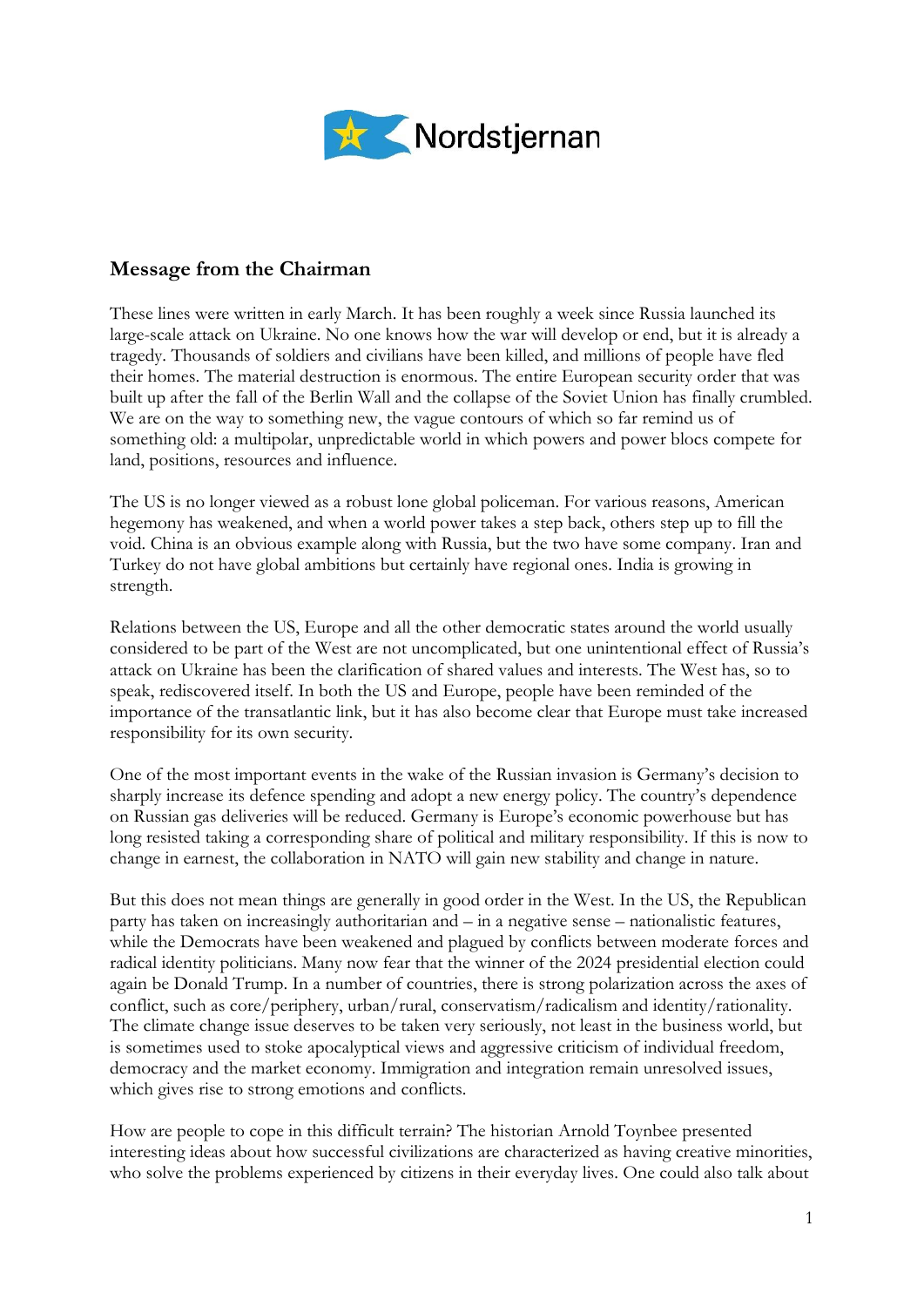Nordstjernan

## Message from the Chairman

These lines were written in early March. It has been roughly a week since Russia launched its large-scale attack on Ukraine. No one knows how the war will develop or end, but it is already a tragedy. Thousands of soldiers and civilians have been killed, and millions of people have fled their homes. The material destruction is enormous. The entire European security order that was built up after the fall of the Berlin Wall and the collapse of the Soviet Union has finally crumbled. We are on the way to something new, the vague contours of which so far remind us of something old: a multipolar, unpredictable world in which powers and power blocs compete for land, positions, resources and influence.

The US is no longer viewed as a robust lone global policeman. For various reasons, American hegemony has weakened, and when a world power takes a step back, others step up to fill the void. China is an obvious example along with Russia, but the two have some company. Iran and Turkey do not have global ambitions but certainly have regional ones. India is growing in strength.

Relations between the US, Europe and all the other democratic states around the world usually considered to be part of the West are not uncomplicated, but one unintentional effect of Russia's attack on Ukraine has been the clarification of shared values and interests. The West has, so to speak, rediscovered itself. In both the US and Europe, people have been reminded of the importance of the transatlantic link, but it has also become clear that Europe must take increased responsibility for its own security.

One of the most important events in the wake of the Russian invasion is Germany's decision to sharply increase its defence spending and adopt a new energy policy. The country's dependence on Russian gas deliveries will be reduced. Germany is Europe's economic powerhouse but has long resisted taking a corresponding share of political and military responsibility. If this is now to change in earnest, the collaboration in NATO will gain new stability and change in nature.

But this does not mean things are generally in good order in the West. In the US, the Republican party has taken on increasingly authoritarian and – in a negative sense – nationalistic features, while the Democrats have been weakened and plagued by conflicts between moderate forces and radical identity politicians. Many now fear that the winner of the 2024 presidential election could again be Donald Trump. In a number of countries, there is strong polarization across the axes of conflict, such as core/periphery, urban/rural, conservatism/radicalism and identity/rationality. The climate change issue deserves to be taken very seriously, not least in the business world, but is sometimes used to stoke apocalyptical views and aggressive criticism of individual freedom, democracy and the market economy. Immigration and integration remain unresolved issues, which gives rise to strong emotions and conflicts.

How are people to cope in this difficult terrain? The historian Arnold Toynbee presented interesting ideas about how successful civilizations are characterized as having creative minorities, who solve the problems experienced by citizens in their everyday lives. One could also talk about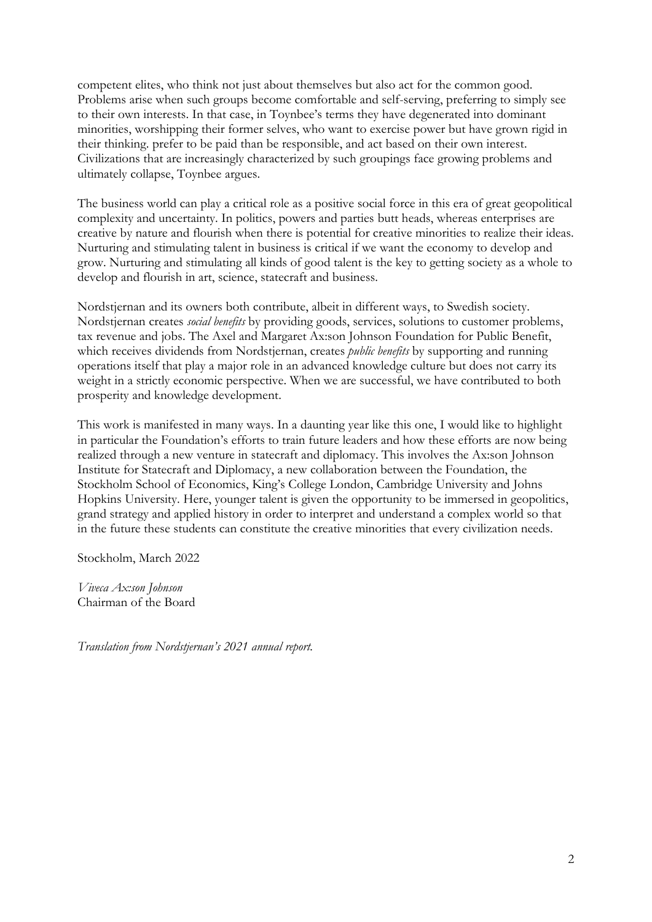competent elites, who think not just about themselves but also act for the common good. Problems arise when such groups become comfortable and self-serving, preferring to simply see to their own interests. In that case, in Toynbee's terms they have degenerated into dominant minorities, worshipping their former selves, who want to exercise power but have grown rigid in their thinking. prefer to be paid than be responsible, and act based on their own interest. Civilizations that are increasingly characterized by such groupings face growing problems and ultimately collapse, Toynbee argues.

The business world can play a critical role as a positive social force in this era of great geopolitical complexity and uncertainty. In politics, powers and parties butt heads, whereas enterprises are creative by nature and flourish when there is potential for creative minorities to realize their ideas. Nurturing and stimulating talent in business is critical if we want the economy to develop and grow. Nurturing and stimulating all kinds of good talent is the key to getting society as a whole to develop and flourish in art, science, statecraft and business.

Nordstjernan and its owners both contribute, albeit in different ways, to Swedish society. Nordstjernan creates *social benefits* by providing goods, services, solutions to customer problems, tax revenue and jobs. The Axel and Margaret Ax:son Johnson Foundation for Public Benefit, which receives dividends from Nordstjernan, creates *public benefits* by supporting and running operations itself that play a major role in an advanced knowledge culture but does not carry its weight in a strictly economic perspective. When we are successful, we have contributed to both prosperity and knowledge development.

This work is manifested in many ways. In a daunting year like this one, I would like to highlight in particular the Foundation's efforts to train future leaders and how these efforts are now being realized through a new venture in statecraft and diplomacy. This involves the Ax:son Johnson Institute for Statecraft and Diplomacy, a new collaboration between the Foundation, the Stockholm School of Economics, King's College London, Cambridge University and Johns Hopkins University. Here, younger talent is given the opportunity to be immersed in geopolitics, grand strategy and applied history in order to interpret and understand a complex world so that in the future these students can constitute the creative minorities that every civilization needs.

Stockholm, March 2022

*Viveca Ax:son Johnson*
Chairman of the Board

*Translation from Nordstjernan's 2021 annual report.*